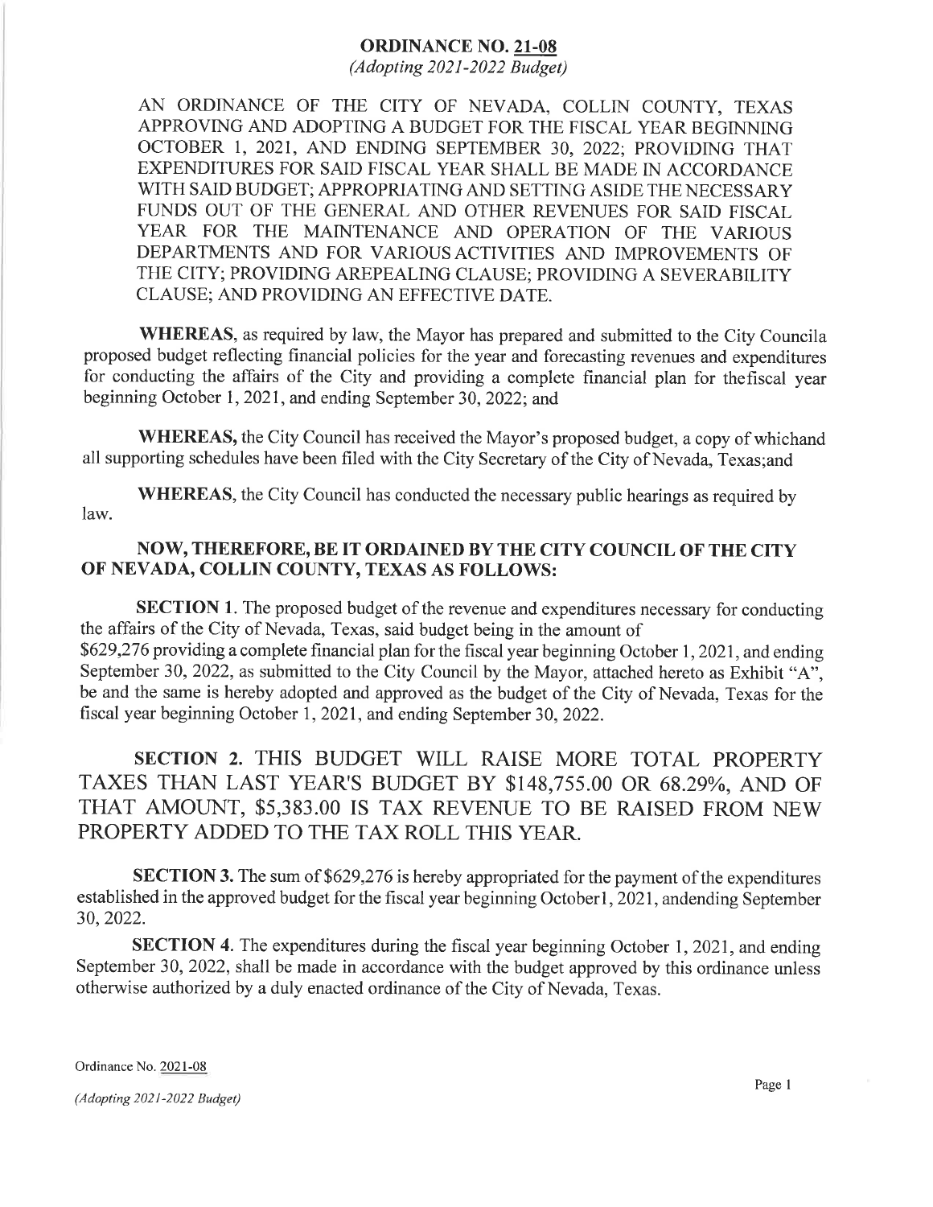# ORDINANCE NO. 21-08

*(Adopting 2021-2022 Budget)*

AN ORDINANCE OF THE CITY OF NEVADA, COLLIN COUNTY, TEXAS APPROVING AND ADOPTING A BUDGET FOR THE FISCAL YEAR BEGINNING OCTOBER 1, 2021, AND ENDING SEPTEMBER 30, 2022; PROVIDING THAT EXPENDITURES FOR SAID FISCAL YEAR SHALL BE MADE IN ACCORDANCE WITH SAID BUDGET; APPROPRIATING AND SETTING ASIDE THE NECESSARY FUNDS OUT OF THE GENERAL AND OTHER REVENUES FOR SAID FISCAL YEAR FOR THE MAINTENANCE AND OPERATION OF THE VARIOUS DEPARTMENTS AND FOR VARIOUS ACTIVITIES AND IMPROVEMENTS OF THE CITY; PROVIDING AREPEALING CLAUSE; PROVIDING A SEVERABILITY CLAUSE; AND PROVIDING AN EFFECTIVE DATE.

**WHEREAS**, as required by law, the Mayor has prepared and submitted to the City Councila proposed budget reflecting financial policies for the year and forecasting revenues and expenditures for conducting the affairs of the City and providing a complete financial plan for thefiscal year beginning October 1, 2021, and ending September 30, 2022; and

**WHEREAS,** the City Council has received the Mayor's proposed budget, a copy of whichand all supporting schedules have been filed with the City Secretary of the City of Nevada, Texas;and

**WHEREAS**, the City Council has conducted the necessary public hearings as required by law.

**NOW, THEREFORE, BE IT ORDAINED BY THE CITY COUNCIL OF THE CITY OF NEVADA, COLLIN COUNTY, TEXAS AS FOLLOWS:**

**SECTION 1.** The proposed budget of the revenue and expenditures necessary for conducting the affairs of the City of Nevada, Texas, said budget being in the amount of $629,276 providing a complete financial plan for the fiscal year beginning October 1, 2021, and ending September 30, 2022, as submitted to the City Council by the Mayor, attached hereto as Exhibit "A", be and the same is hereby adopted and approved as the budget of the City of Nevada, Texas for the fiscal year beginning October 1, 2021, and ending September 30, 2022.

**SECTION 2.** THIS BUDGET WILL RAISE MORE TOTAL PROPERTY TAXES THAN LAST YEAR'S BUDGET BY $148,755.00 OR 68.29%, AND OF THAT AMOUNT, $5,383.00 IS TAX REVENUE TO BE RAISED FROM NEW PROPERTY ADDED TO THE TAX ROLL THIS YEAR.

**SECTION 3.** The sum of $629,276 is hereby appropriated for the payment of the expenditures established in the approved budget for the fiscal year beginning October1, 2021, andending September 30, 2022.

**SECTION 4.** The expenditures during the fiscal year beginning October 1, 2021, and ending September 30, 2022, shall be made in accordance with the budget approved by this ordinance unless otherwise authorized by a duly enacted ordinance of the City of Nevada, Texas.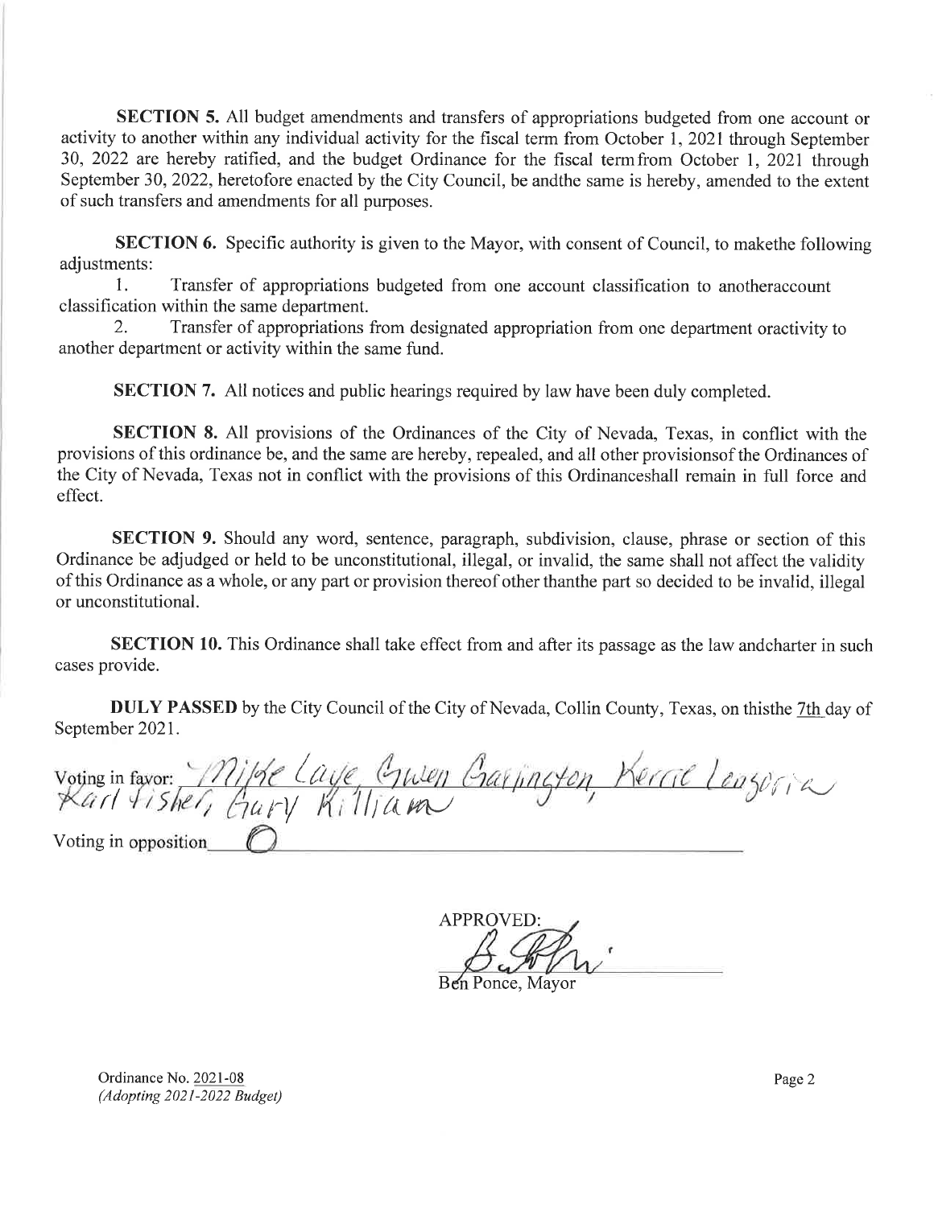**SECTION 5.** All budget amendments and transfers of appropriations budgeted from one account or activity to another within any individual activity for the fiscal term from October 1, 2021 through September 30, 2022 are hereby ratified, and the budget Ordinance for the fiscal termfrom October 1, 2021 through September 30, 2022, heretofore enacted by the City Council, be andthe same is hereby, amended to the extent of such transfers and amendments for all purposes.

**SECTION 6.** Specific authority is given to the Mayor, with consent of Council, to makethe following adjustments:

1. Transfer of appropriations budgeted from one account classification to anotheraccount classification within the same department.
2. Transfer of appropriations from designated appropriation from one department oractivity to another department or activity within the same fund.

**SECTION 7.** All notices and public hearings required by law have been duly completed.

**SECTION 8.** All provisions of the Ordinances of the City of Nevada, Texas, in conflict with the provisions of this ordinance be, and the same are hereby, repealed, and all other provisionsof the Ordinances of the City of Nevada, Texas not in conflict with the provisions of this Ordinanceshall remain in full force and effect.

**SECTION 9.** Should any word, sentence, paragraph, subdivision, clause, phrase or section of this Ordinance be adjudged or held to be unconstitutional, illegal, or invalid, the same shall not affect the validity of this Ordinance as a whole, or any part or provision thereof other thanthe part so decided to be invalid, illegal or unconstitutional.

**SECTION 10.** This Ordinance shall take effect from and after its passage as the law andcharter in such cases provide.

**DULY PASSED** by the City Council of the City of Nevada, Collin County, Texas, on thisthe 7th day of September 2021.

Voting in favor: Mike Laye, Gwen Garrington, Kerrie Lengoria, Karl Fisher, Gary Killiam

Voting in opposition 0

APPROVED:

Ben Ponce, Mayor

Ordinance No. 2021-08
*(Adopting 2021-2022 Budget)*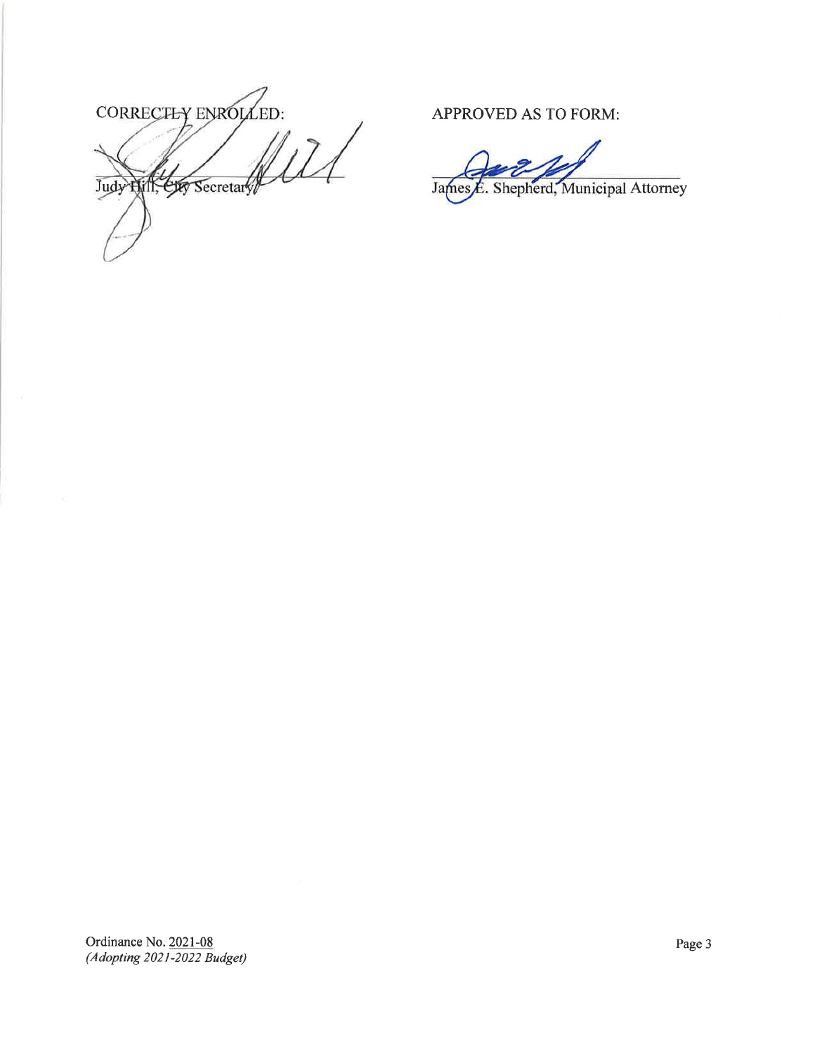CORRECTLY ENROLLED:

Judy Hill, City Secretary

APPROVED AS TO FORM:

James E. Shepherd, Municipal Attorney

Ordinance No. 2021-08
*(Adopting 2021-2022 Budget)*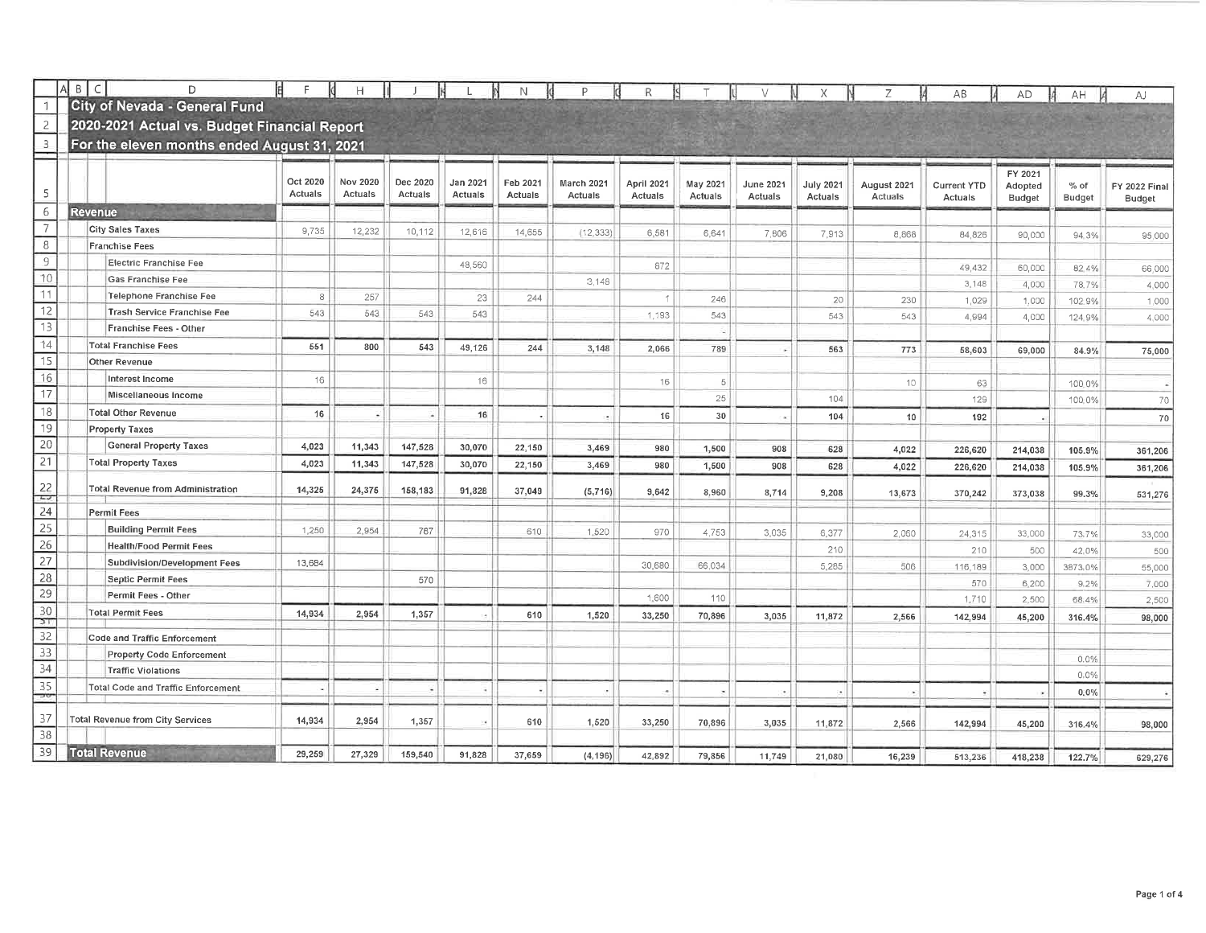# City of Nevada - General Fund

## 2020-2021 Actual vs. Budget Financial Report

### For the eleven months ended August 31, 2021

| | Oct 2020 Actuals | Nov 2020 Actuals | Dec 2020 Actuals | Jan 2021 Actuals | Feb 2021 Actuals | March 2021 Actuals | April 2021 Actuals | May 2021 Actuals | June 2021 Actuals | July 2021 Actuals | August 2021 Actuals | Current YTD Actuals | FY 2021 Adopted Budget | % of Budget | FY 2022 Final Budget |
|---|---|---|---|---|---|---|---|---|---|---|---|---|---|---|---|
| **Revenue** | | | | | | | | | | | | | | | |
| City Sales Taxes | 9,735 | 12,232 | 10,112 | 12,616 | 14,655 | (12,333) | 6,581 | 6,641 | 7,806 | 7,913 | 6,868 | 84,826 | 90,000 | 94.3% | 95,000 |
| Franchise Fees | | | | | | | | | | | | | | | |
| Electric Franchise Fee | | | | 48,560 | | | 872 | | | | | 49,432 | 60,000 | 82.4% | 66,000 |
| Gas Franchise Fee | | | | | | 3,148 | | | | | | 3,148 | 4,000 | 78.7% | 4,000 |
| Telephone Franchise Fee | 8 | 257 | | 23 | 244 | | 1 | 246 | | 20 | 230 | 1,029 | 1,000 | 102.9% | 1,000 |
| Trash Service Franchise Fee | 543 | 543 | 543 | 543 | | | 1,193 | 543 | | 543 | 543 | 4,994 | 4,000 | 124.9% | 4,000 |
| Franchise Fees - Other | | | | | | | | - | | | | | | | |
| Total Franchise Fees | 551 | 800 | 543 | 49,126 | 244 | 3,148 | 2,066 | 789 | - | 563 | 773 | 58,603 | 69,000 | 84.9% | 75,000 |
| Other Revenue | | | | | | | | | | | | | | | |
| Interest Income | 16 | | | 16 | | | 16 | 5 | | | 10 | 63 | | 100.0% | - |
| Miscellaneous Income | | | | | | | | 25 | | 104 | | 129 | | 100.0% | 70 |
| Total Other Revenue | 16 | - | - | 16 | - | - | 16 | 30 | - | 104 | 10 | 192 | - | | 70 |
| Property Taxes | | | | | | | | | | | | | | | |
| General Property Taxes | 4,023 | 11,343 | 147,528 | 30,070 | 22,150 | 3,469 | 980 | 1,500 | 908 | 628 | 4,022 | 226,620 | 214,038 | 105.9% | 361,206 |
| Total Property Taxes | 4,023 | 11,343 | 147,528 | 30,070 | 22,150 | 3,469 | 980 | 1,500 | 908 | 628 | 4,022 | 226,620 | 214,038 | 105.9% | 361,206 |
| Total Revenue from Administration | 14,325 | 24,375 | 158,183 | 91,828 | 37,049 | (5,716) | 9,642 | 8,960 | 8,714 | 9,208 | 13,673 | 370,242 | 373,038 | 99.3% | 531,276 |
| Permit Fees | | | | | | | | | | | | | | | |
| Building Permit Fees | 1,250 | 2,954 | 787 | | 610 | 1,520 | 970 | 4,753 | 3,035 | 6,377 | 2,060 | 24,315 | 33,000 | 73.7% | 33,000 |
| Health/Food Permit Fees | | | | | | | | | | 210 | | 210 | 500 | 42.0% | 500 |
| Subdivision/Development Fees | 13,684 | | | | | | 30,680 | 66,034 | | 5,285 | 506 | 116,189 | 3,000 | 3873.0% | 55,000 |
| Septic Permit Fees | | | 570 | | | | | | | | | 570 | 6,200 | 9.2% | 7,000 |
| Permit Fees - Other | | | | | | | 1,600 | 110 | | | | 1,710 | 2,500 | 68.4% | 2,500 |
| Total Permit Fees | 14,934 | 2,954 | 1,357 | - | 610 | 1,520 | 33,250 | 70,896 | 3,035 | 11,872 | 2,566 | 142,994 | 45,200 | 316.4% | 98,000 |
| Code and Traffic Enforcement | | | | | | | | | | | | | | | |
| Property Code Enforcement | | | | | | | | | | | | | | 0.0% | |
| Traffic Violations | | | | | | | | | | | | | | 0.0% | |
| Total Code and Traffic Enforcement | - | - | - | - | - | - | - | - | - | - | - | - | - | 0.0% | - |
| Total Revenue from City Services | 14,934 | 2,954 | 1,357 | - | 610 | 1,520 | 33,250 | 70,896 | 3,035 | 11,872 | 2,566 | 142,994 | 45,200 | 316.4% | 98,000 |
| **Total Revenue** | 29,259 | 27,329 | 159,540 | 91,828 | 37,659 | (4,196) | 42,892 | 79,856 | 11,749 | 21,080 | 16,239 | 513,236 | 418,238 | 122.7% | 629,276 |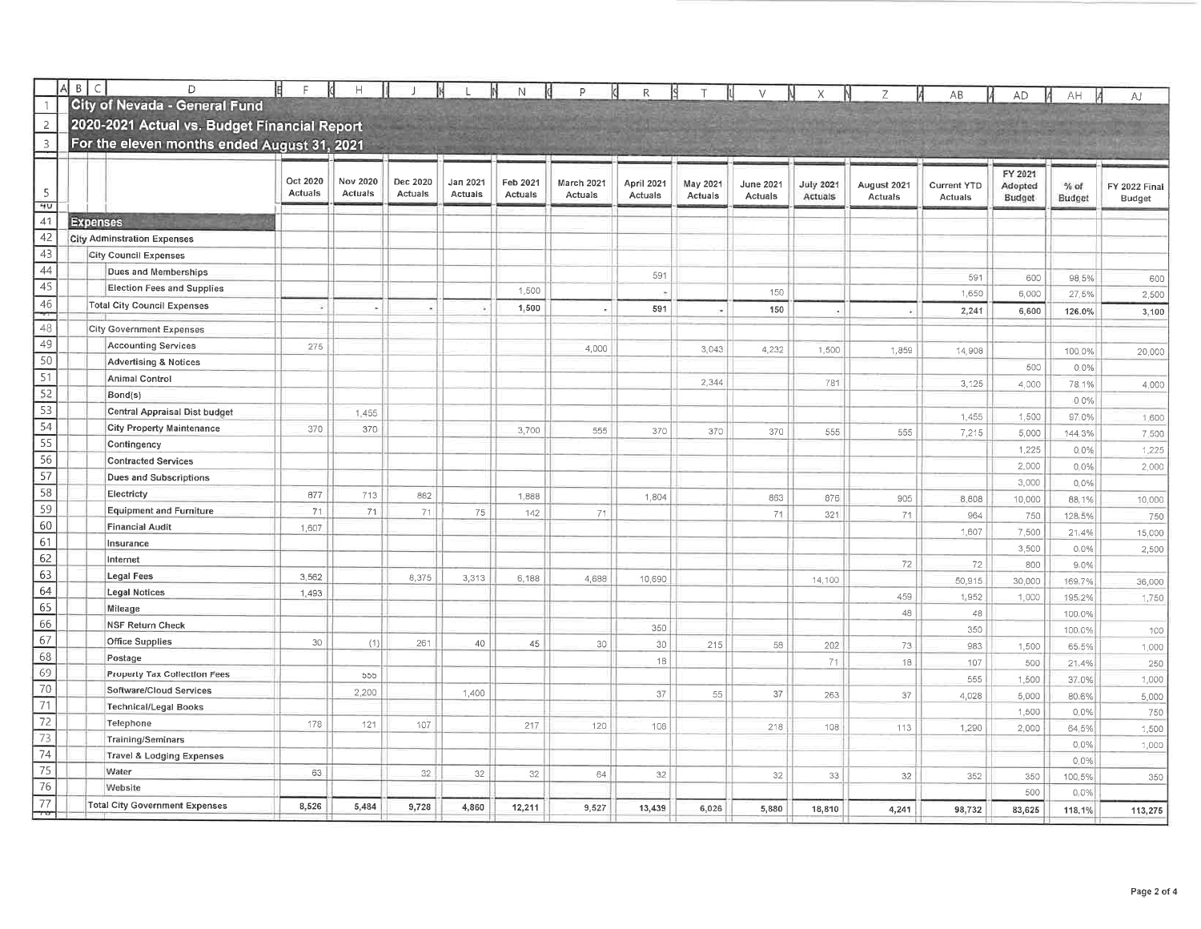# City of Nevada - General Fund

## 2020-2021 Actual vs. Budget Financial Report

### For the eleven months ended August 31, 2021

| | Oct 2020 Actuals | Nov 2020 Actuals | Dec 2020 Actuals | Jan 2021 Actuals | Feb 2021 Actuals | March 2021 Actuals | April 2021 Actuals | May 2021 Actuals | June 2021 Actuals | July 2021 Actuals | August 2021 Actuals | Current YTD Actuals | FY 2021 Adopted Budget | % of Budget | FY 2022 Final Budget |
|---|---|---|---|---|---|---|---|---|---|---|---|---|---|---|---|
| **Expenses** | | | | | | | | | | | | | | | |
| **City Adminstration Expenses** | | | | | | | | | | | | | | | |
| City Council Expenses | | | | | | | | | | | | | | | |
| Dues and Memberships | | | | | | | 591 | | | | | 591 | 600 | 98.5% | 600 |
| Election Fees and Supplies | | | | | 1,500 | | - | | 150 | | | 1,650 | 6,000 | 27.5% | 2,500 |
| Total City Council Expenses | - | - | - | - | 1,500 | - | 591 | - | 150 | - | - | 2,241 | 6,600 | 126.0% | 3,100 |
| City Government Expenses | | | | | | | | | | | | | | | |
| Accounting Services | 275 | | | | | 4,000 | | 3,043 | 4,232 | 1,500 | 1,859 | 14,908 | | 100.0% | 20,000 |
| Advertising & Notices | | | | | | | | | | | | | 500 | 0.0% | |
| Animal Control | | | | | | | | 2,344 | | 781 | | 3,125 | 4,000 | 78.1% | 4,000 |
| Bond(s) | | | | | | | | | | | | | | 0.0% | |
| Central Appraisal Dist budget | | 1,455 | | | | | | | | | | 1,455 | 1,500 | 97.0% | 1,600 |
| City Property Maintenance | 370 | 370 | | | 3,700 | 555 | 370 | 370 | 370 | 555 | 555 | 7,215 | 5,000 | 144.3% | 7,500 |
| Contingency | | | | | | | | | | | | | 1,225 | 0.0% | 1,225 |
| Contracted Services | | | | | | | | | | | | | 2,000 | 0.0% | 2,000 |
| Dues and Subscriptions | | | | | | | | | | | | | 3,000 | 0.0% | |
| Electricty | 877 | 713 | 882 | | 1,888 | | 1,804 | | 863 | 876 | 905 | 8,808 | 10,000 | 88.1% | 10,000 |
| Equipment and Furniture | 71 | 71 | 71 | 75 | 142 | 71 | | | 71 | 321 | 71 | 964 | 750 | 128.5% | 750 |
| Financial Audit | 1,607 | | | | | | | | | | | 1,607 | 7,500 | 21.4% | 15,000 |
| Insurance | | | | | | | | | | | | | 3,500 | 0.0% | 2,500 |
| Internet | | | | | | | | | | | 72 | 72 | 800 | 9.0% | |
| Legal Fees | 3,562 | | 8,375 | 3,313 | 6,188 | 4,688 | 10,690 | | | 14,100 | | 50,915 | 30,000 | 169.7% | 36,000 |
| Legal Notices | 1,493 | | | | | | | | | | 459 | 1,952 | 1,000 | 195.2% | 1,750 |
| Mileage | | | | | | | | | | | 48 | 48 | | 100.0% | |
| NSF Return Check | | | | | | | 350 | | | | | 350 | | 100.0% | 100 |
| Office Supplies | 30 | (1) | 261 | 40 | 45 | 30 | 30 | 215 | 58 | 202 | 73 | 983 | 1,500 | 65.5% | 1,000 |
| Postage | | | | | | | 18 | | | 71 | 18 | 107 | 500 | 21.4% | 250 |
| Property Tax Collection Fees | | 555 | | | | | | | | | | 555 | 1,500 | 37.0% | 1,000 |
| Software/Cloud Services | | 2,200 | | 1,400 | | | 37 | 55 | 37 | 263 | 37 | 4,028 | 5,000 | 80.6% | 5,000 |
| Technical/Legal Books | | | | | | | | | | | | | 1,500 | 0.0% | 750 |
| Telephone | 178 | 121 | 107 | | 217 | 120 | 108 | | 218 | 108 | 113 | 1,290 | 2,000 | 64.5% | 1,500 |
| Training/Seminars | | | | | | | | | | | | | | 0.0% | 1,000 |
| Travel & Lodging Expenses | | | | | | | | | | | | | | 0.0% | |
| Water | 63 | | 32 | 32 | 32 | 64 | 32 | | 32 | 33 | 32 | 352 | 350 | 100.5% | 350 |
| Website | | | | | | | | | | | | | 500 | 0.0% | |
| Total City Government Expenses | 8,526 | 5,484 | 9,728 | 4,860 | 12,211 | 9,527 | 13,439 | 6,026 | 5,880 | 18,810 | 4,241 | 98,732 | 83,625 | 118.1% | 113,275 |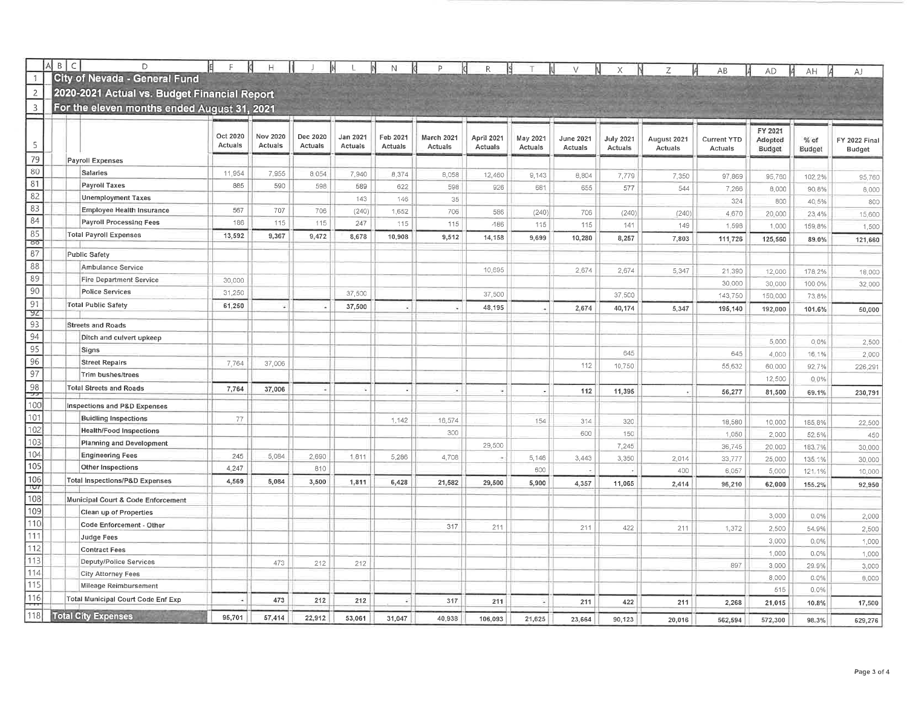# City of Nevada - General Fund

## 2020-2021 Actual vs. Budget Financial Report

### For the eleven months ended August 31, 2021

| | Oct 2020 Actuals | Nov 2020 Actuals | Dec 2020 Actuals | Jan 2021 Actuals | Feb 2021 Actuals | March 2021 Actuals | April 2021 Actuals | May 2021 Actuals | June 2021 Actuals | July 2021 Actuals | August 2021 Actuals | Current YTD Actuals | FY 2021 Adopted Budget | % of Budget | FY 2022 Final Budget |
|---|---|---|---|---|---|---|---|---|---|---|---|---|---|---|---|
| **Payroll Expenses** | | | | | | | | | | | | | | | |
| Salaries | 11,954 | 7,955 | 8,054 | 7,940 | 8,374 | 8,058 | 12,460 | 9,143 | 8,804 | 7,779 | 7,350 | 97,869 | 95,760 | 102.2% | 95,760 |
| Payroll Taxes | 885 | 590 | 598 | 589 | 622 | 598 | 926 | 681 | 655 | 577 | 544 | 7,266 | 8,000 | 90.8% | 8,000 |
| Unemployment Taxes | | | | 143 | 146 | 35 | | | | | | 324 | 800 | 40.5% | 800 |
| Employee Health Insurance | 567 | 707 | 706 | (240) | 1,652 | 706 | 586 | (240) | 706 | (240) | (240) | 4,670 | 20,000 | 23.4% | 15,600 |
| Payroll Processing Fees | 186 | 115 | 115 | 247 | 115 | 115 | 186 | 115 | 115 | 141 | 149 | 1,598 | 1,000 | 159.8% | 1,500 |
| **Total Payroll Expenses** | 13,592 | 9,367 | 9,472 | 8,678 | 10,908 | 9,512 | 14,158 | 9,699 | 10,280 | 8,257 | 7,803 | 111,726 | 125,560 | 89.0% | 121,660 |
| **Public Safety** | | | | | | | | | | | | | | | |
| Ambulance Service | | | | | | | 10,695 | | 2,674 | 2,674 | 5,347 | 21,390 | 12,000 | 178.2% | 18,000 |
| Fire Department Service | 30,000 | | | | | | | | | | | 30,000 | 30,000 | 100.0% | 32,000 |
| Police Services | 31,250 | | | 37,500 | | | 37,500 | | | 37,500 | | 143,750 | 150,000 | 73.8% | |
| **Total Public Safety** | 61,250 | - | - | 37,500 | - | - | 48,195 | - | 2,674 | 40,174 | 5,347 | 195,140 | 192,000 | 101.6% | 50,000 |
| **Streets and Roads** | | | | | | | | | | | | | | | |
| Ditch and culvert upkeep | | | | | | | | | | | | | 5,000 | 0.0% | 2,500 |
| Signs | | | | | | | | | | 645 | | 645 | 4,000 | 16.1% | 2,000 |
| Street Repairs | 7,764 | 37,006 | | | | | | | 112 | 10,750 | | 55,632 | 60,000 | 92.7% | 226,291 |
| Trim bushes/trees | | | | | | | | | | | | | 12,500 | 0.0% | |
| **Total Streets and Roads** | 7,764 | 37,006 | - | - | - | - | - | - | 112 | 11,395 | - | 56,277 | 81,500 | 69.1% | 230,791 |
| **Inspections and P&D Expenses** | | | | | | | | | | | | | | | |
| Buidling Inspections | 77 | | | | 1,142 | 16,574 | | 154 | 314 | 320 | | 18,580 | 10,000 | 185.8% | 22,500 |
| Health/Food Inspections | | | | | | 300 | | | 600 | 150 | | 1,050 | 2,000 | 52.5% | 450 |
| Planning and Development | | | | | | | 29,500 | | | 7,245 | | 36,745 | 20,000 | 183.7% | 30,000 |
| Engineering Fees | 245 | 5,084 | 2,690 | 1,811 | 5,286 | 4,708 | - | 5,146 | 3,443 | 3,350 | 2,014 | 33,777 | 25,000 | 135.1% | 30,000 |
| Other Inspections | 4,247 | | 810 | | | | | 600 | - | - | 400 | 6,057 | 5,000 | 121.1% | 10,000 |
| **Total Inspections/P&D Expenses** | 4,569 | 5,084 | 3,500 | 1,811 | 6,428 | 21,582 | 29,500 | 5,900 | 4,357 | 11,065 | 2,414 | 96,210 | 62,000 | 155.2% | 92,950 |
| **Municipal Court & Code Enforcement** | | | | | | | | | | | | | | | |
| Clean up of Properties | | | | | | | | | | | | | 3,000 | 0.0% | 2,000 |
| Code Enforcement - Other | | | | | | 317 | 211 | | 211 | 422 | 211 | 1,372 | 2,500 | 54.9% | 2,500 |
| Judge Fees | | | | | | | | | | | | | 3,000 | 0.0% | 1,000 |
| Contract Fees | | | | | | | | | | | | | 1,000 | 0.0% | 1,000 |
| Deputy/Police Services | | 473 | 212 | 212 | | | | | | | | 897 | 3,000 | 29.9% | 3,000 |
| City Attorney Fees | | | | | | | | | | | | | 8,000 | 0.0% | 8,000 |
| Mileage Reimbursement | | | | | | | | | | | | | 515 | 0.0% | |
| **Total Municipal Court Code Enf Exp** | - | 473 | 212 | 212 | - | 317 | 211 | - | 211 | 422 | 211 | 2,268 | 21,015 | 10.8% | 17,500 |
| **Total City Expenses** | 95,701 | 57,414 | 22,912 | 53,061 | 31,047 | 40,938 | 106,093 | 21,625 | 23,664 | 90,123 | 20,016 | 562,594 | 572,300 | 98.3% | 629,276 |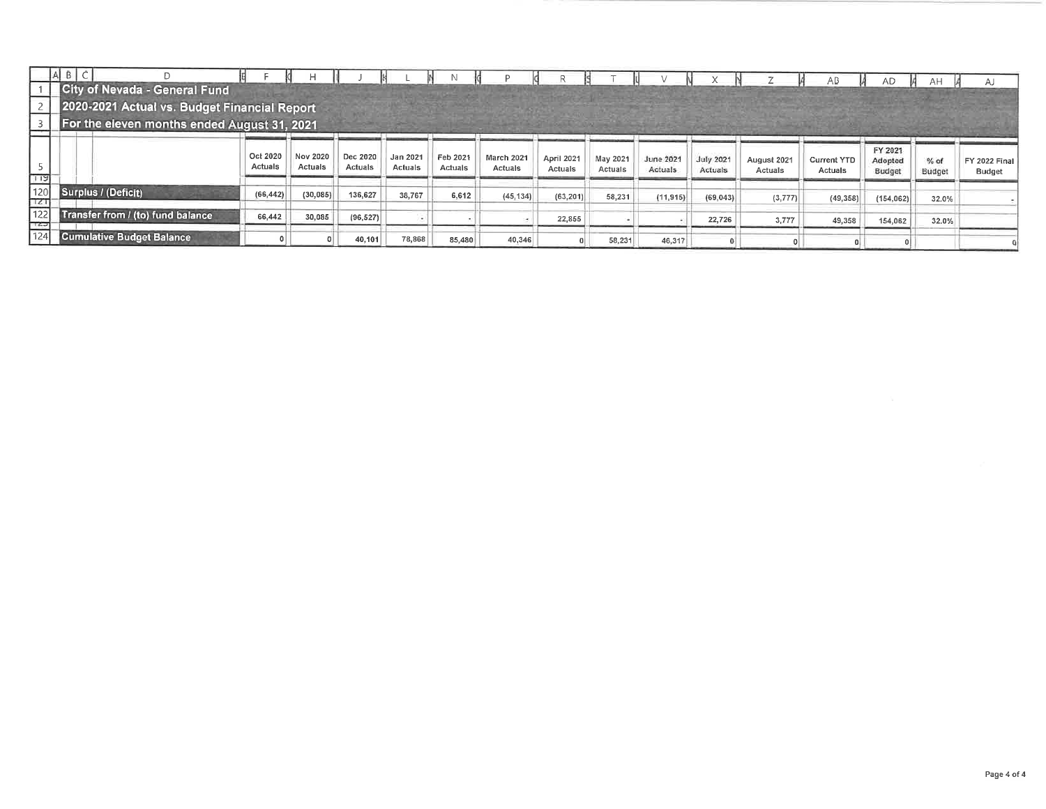# City of Nevada - General Fund

## 2020-2021 Actual vs. Budget Financial Report

### For the eleven months ended August 31, 2021

| | Oct 2020 Actuals | Nov 2020 Actuals | Dec 2020 Actuals | Jan 2021 Actuals | Feb 2021 Actuals | March 2021 Actuals | April 2021 Actuals | May 2021 Actuals | June 2021 Actuals | July 2021 Actuals | August 2021 Actuals | Current YTD Actuals | FY 2021 Adopted Budget | % of Budget | FY 2022 Final Budget |
|---|---|---|---|---|---|---|---|---|---|---|---|---|---|---|---|
| **Surplus / (Deficit)** | (66,442) | (30,085) | 136,627 | 38,767 | 6,612 | (45,134) | (63,201) | 58,231 | (11,915) | (69,043) | (3,777) | (49,358) | (154,062) | 32.0% | - |
| **Transfer from / (to) fund balance** | 66,442 | 30,085 | (96,527) | - | - | - | 22,855 | - | - | 22,726 | 3,777 | 49,358 | 154,062 | 32.0% | |
| **Cumulative Budget Balance** | 0 | 0 | 40,101 | 78,868 | 85,480 | 40,346 | 0 | 58,231 | 46,317 | 0 | 0 | 0 | 0 | | 0 |